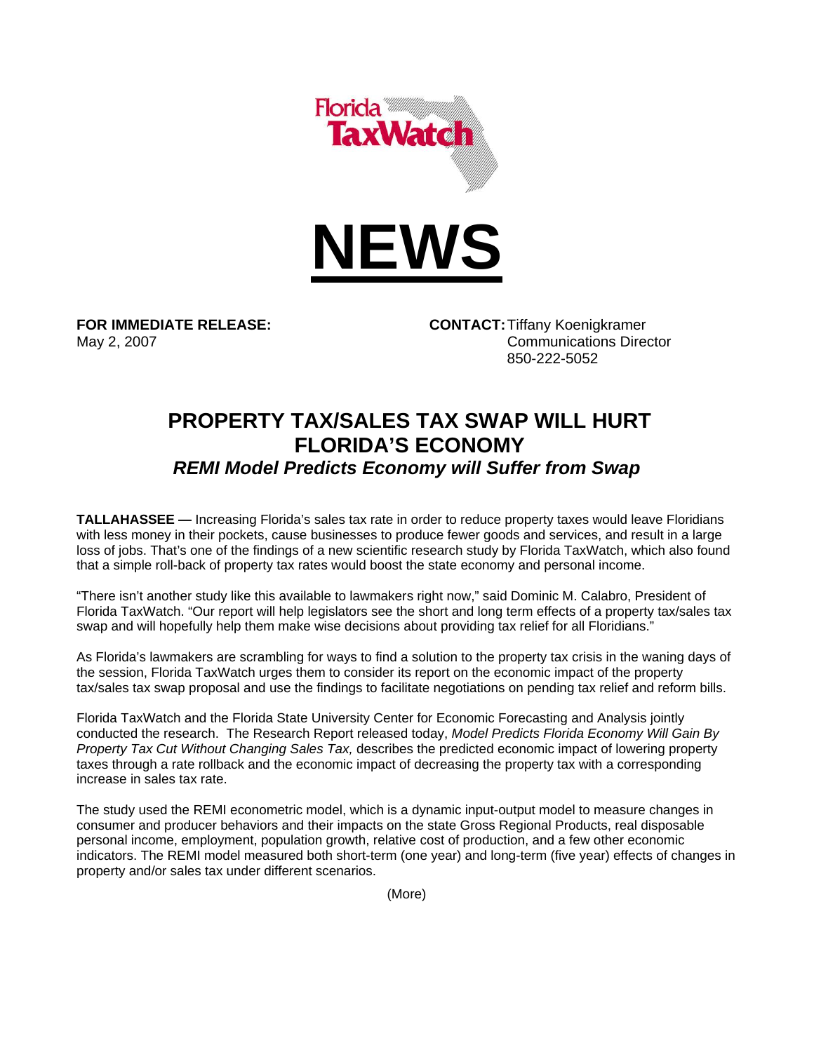Florida TaxWatch

# NEWS

**FOR IMMEDIATE RELEASE:**
May 2, 2007

**CONTACT:** Tiffany Koenigkramer
Communications Director
850-222-5052

## PROPERTY TAX/SALES TAX SWAP WILL HURT FLORIDA'S ECONOMY

### *REMI Model Predicts Economy will Suffer from Swap*

**TALLAHASSEE —** Increasing Florida's sales tax rate in order to reduce property taxes would leave Floridians with less money in their pockets, cause businesses to produce fewer goods and services, and result in a large loss of jobs. That's one of the findings of a new scientific research study by Florida TaxWatch, which also found that a simple roll-back of property tax rates would boost the state economy and personal income.

"There isn't another study like this available to lawmakers right now," said Dominic M. Calabro, President of Florida TaxWatch. "Our report will help legislators see the short and long term effects of a property tax/sales tax swap and will hopefully help them make wise decisions about providing tax relief for all Floridians."

As Florida's lawmakers are scrambling for ways to find a solution to the property tax crisis in the waning days of the session, Florida TaxWatch urges them to consider its report on the economic impact of the property tax/sales tax swap proposal and use the findings to facilitate negotiations on pending tax relief and reform bills.

Florida TaxWatch and the Florida State University Center for Economic Forecasting and Analysis jointly conducted the research. The Research Report released today, *Model Predicts Florida Economy Will Gain By Property Tax Cut Without Changing Sales Tax,* describes the predicted economic impact of lowering property taxes through a rate rollback and the economic impact of decreasing the property tax with a corresponding increase in sales tax rate.

The study used the REMI econometric model, which is a dynamic input-output model to measure changes in consumer and producer behaviors and their impacts on the state Gross Regional Products, real disposable personal income, employment, population growth, relative cost of production, and a few other economic indicators. The REMI model measured both short-term (one year) and long-term (five year) effects of changes in property and/or sales tax under different scenarios.

(More)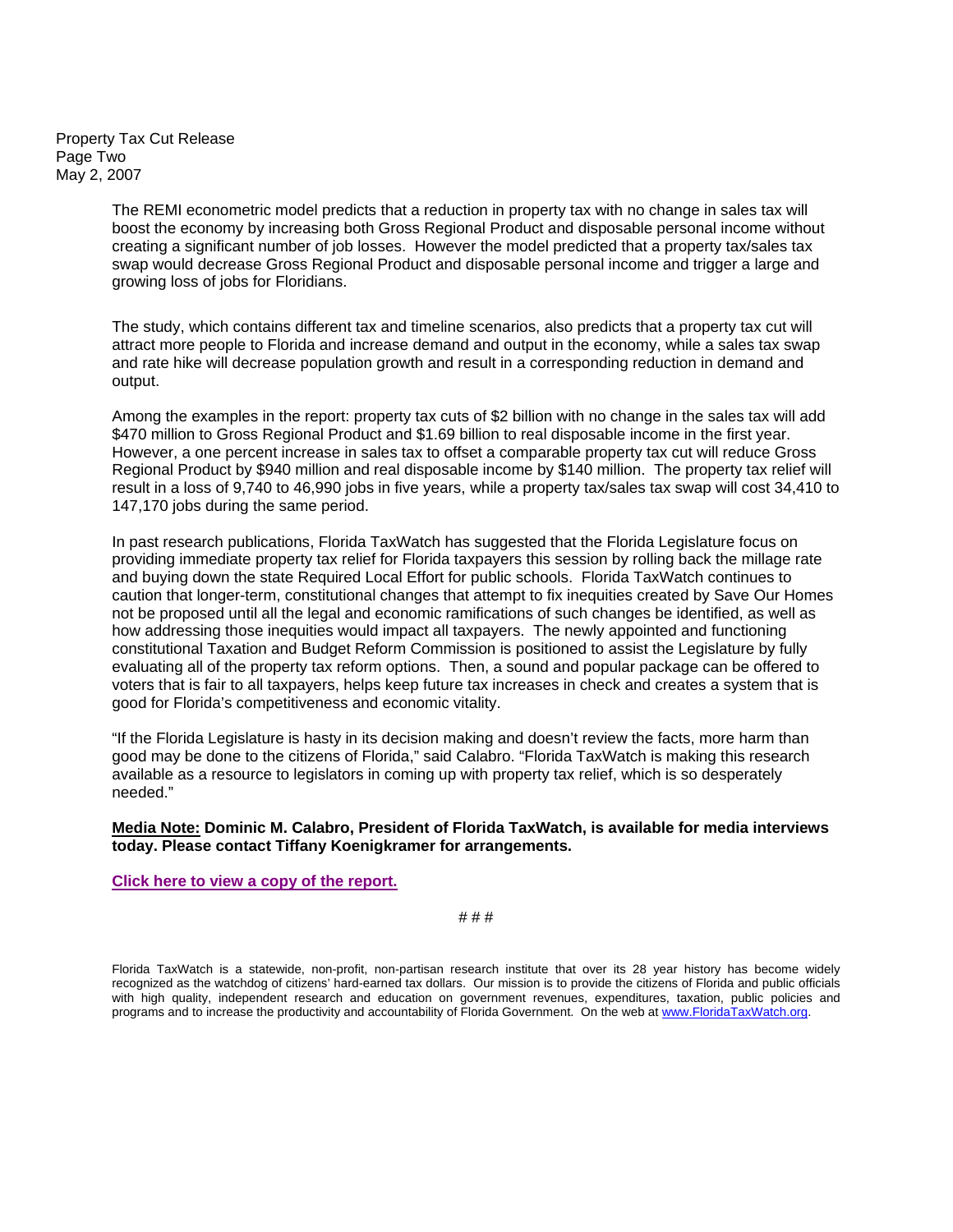The REMI econometric model predicts that a reduction in property tax with no change in sales tax will boost the economy by increasing both Gross Regional Product and disposable personal income without creating a significant number of job losses. However the model predicted that a property tax/sales tax swap would decrease Gross Regional Product and disposable personal income and trigger a large and growing loss of jobs for Floridians.

The study, which contains different tax and timeline scenarios, also predicts that a property tax cut will attract more people to Florida and increase demand and output in the economy, while a sales tax swap and rate hike will decrease population growth and result in a corresponding reduction in demand and output.

Among the examples in the report: property tax cuts of $2 billion with no change in the sales tax will add $470 million to Gross Regional Product and $1.69 billion to real disposable income in the first year. However, a one percent increase in sales tax to offset a comparable property tax cut will reduce Gross Regional Product by $940 million and real disposable income by $140 million. The property tax relief will result in a loss of 9,740 to 46,990 jobs in five years, while a property tax/sales tax swap will cost 34,410 to 147,170 jobs during the same period.

In past research publications, Florida TaxWatch has suggested that the Florida Legislature focus on providing immediate property tax relief for Florida taxpayers this session by rolling back the millage rate and buying down the state Required Local Effort for public schools. Florida TaxWatch continues to caution that longer-term, constitutional changes that attempt to fix inequities created by Save Our Homes not be proposed until all the legal and economic ramifications of such changes be identified, as well as how addressing those inequities would impact all taxpayers. The newly appointed and functioning constitutional Taxation and Budget Reform Commission is positioned to assist the Legislature by fully evaluating all of the property tax reform options. Then, a sound and popular package can be offered to voters that is fair to all taxpayers, helps keep future tax increases in check and creates a system that is good for Florida's competitiveness and economic vitality.

"If the Florida Legislature is hasty in its decision making and doesn't review the facts, more harm than good may be done to the citizens of Florida," said Calabro. "Florida TaxWatch is making this research available as a resource to legislators in coming up with property tax relief, which is so desperately needed."

**Media Note: Dominic M. Calabro, President of Florida TaxWatch, is available for media interviews today. Please contact Tiffany Koenigkramer for arrangements.**

**Click here to view a copy of the report.**

# # #

Florida TaxWatch is a statewide, non-profit, non-partisan research institute that over its 28 year history has become widely recognized as the watchdog of citizens' hard-earned tax dollars. Our mission is to provide the citizens of Florida and public officials with high quality, independent research and education on government revenues, expenditures, taxation, public policies and programs and to increase the productivity and accountability of Florida Government. On the web at www.FloridaTaxWatch.org.